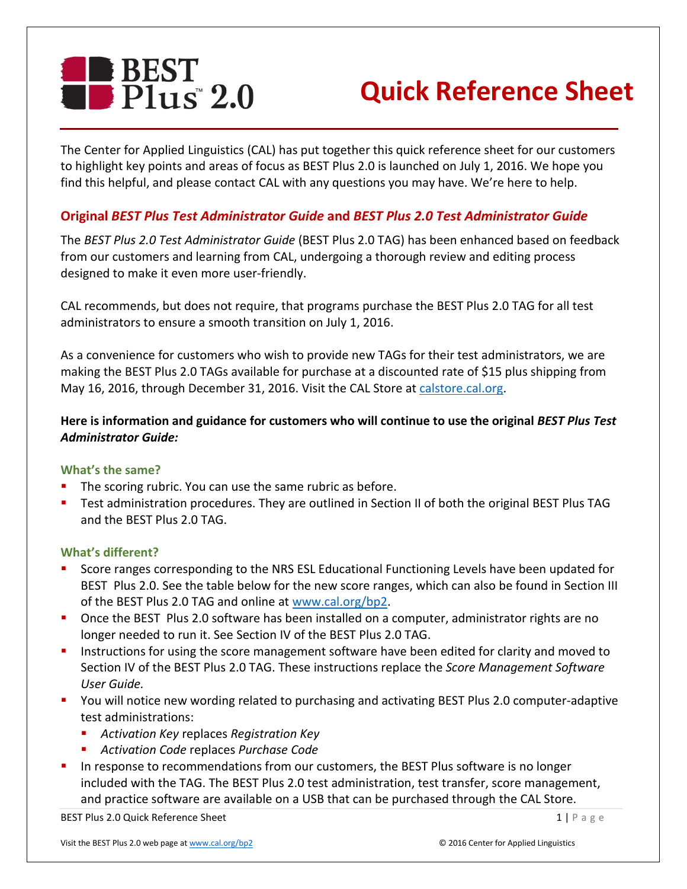# BEST Plus 2.0 Quick Reference Sheet

The Center for Applied Linguistics (CAL) has put together this quick reference sheet for our customers to highlight key points and areas of focus as BEST Plus 2.0 is launched on July 1, 2016. We hope you find this helpful, and please contact CAL with any questions you may have. We're here to help.

## Original *BEST Plus Test Administrator Guide* and *BEST Plus 2.0 Test Administrator Guide*

The *BEST Plus 2.0 Test Administrator Guide* (BEST Plus 2.0 TAG) has been enhanced based on feedback from our customers and learning from CAL, undergoing a thorough review and editing process designed to make it even more user-friendly.

CAL recommends, but does not require, that programs purchase the BEST Plus 2.0 TAG for all test administrators to ensure a smooth transition on July 1, 2016.

As a convenience for customers who wish to provide new TAGs for their test administrators, we are making the BEST Plus 2.0 TAGs available for purchase at a discounted rate of $15 plus shipping from May 16, 2016, through December 31, 2016. Visit the CAL Store at calstore.cal.org.

**Here is information and guidance for customers who will continue to use the original *BEST Plus Test Administrator Guide:***

### What's the same?

- The scoring rubric. You can use the same rubric as before.
- Test administration procedures. They are outlined in Section II of both the original BEST Plus TAG and the BEST Plus 2.0 TAG.

### What's different?

- Score ranges corresponding to the NRS ESL Educational Functioning Levels have been updated for BEST Plus 2.0. See the table below for the new score ranges, which can also be found in Section III of the BEST Plus 2.0 TAG and online at www.cal.org/bp2.
- Once the BEST Plus 2.0 software has been installed on a computer, administrator rights are no longer needed to run it. See Section IV of the BEST Plus 2.0 TAG.
- Instructions for using the score management software have been edited for clarity and moved to Section IV of the BEST Plus 2.0 TAG. These instructions replace the *Score Management Software User Guide.*
- You will notice new wording related to purchasing and activating BEST Plus 2.0 computer-adaptive test administrations:
  - *Activation Key* replaces *Registration Key*
  - *Activation Code* replaces *Purchase Code*
- In response to recommendations from our customers, the BEST Plus software is no longer included with the TAG. The BEST Plus 2.0 test administration, test transfer, score management, and practice software are available on a USB that can be purchased through the CAL Store.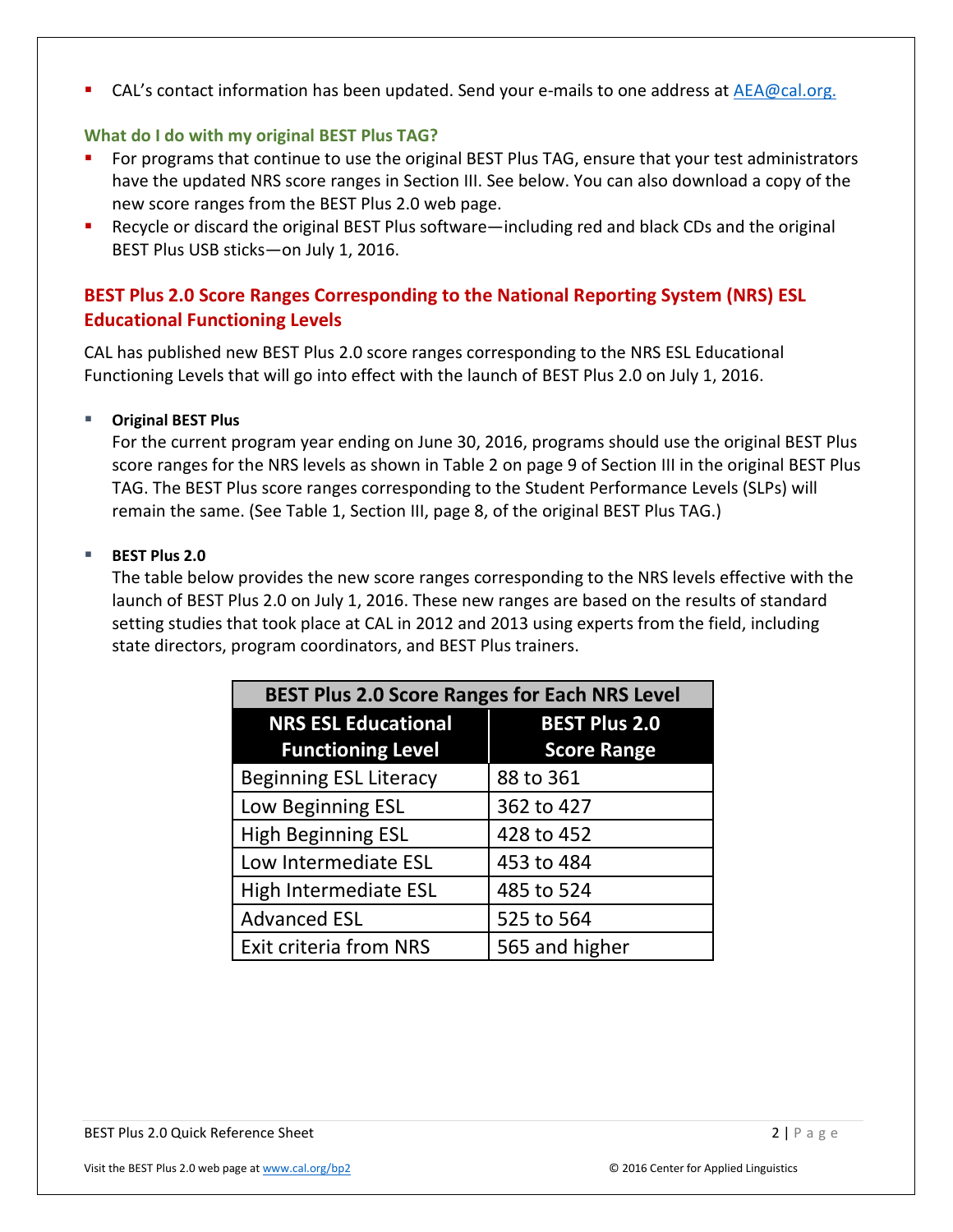- CAL's contact information has been updated. Send your e-mails to one address at AEA@cal.org.

### What do I do with my original BEST Plus TAG?

- For programs that continue to use the original BEST Plus TAG, ensure that your test administrators have the updated NRS score ranges in Section III. See below. You can also download a copy of the new score ranges from the BEST Plus 2.0 web page.
- Recycle or discard the original BEST Plus software—including red and black CDs and the original BEST Plus USB sticks—on July 1, 2016.

## BEST Plus 2.0 Score Ranges Corresponding to the National Reporting System (NRS) ESL Educational Functioning Levels

CAL has published new BEST Plus 2.0 score ranges corresponding to the NRS ESL Educational Functioning Levels that will go into effect with the launch of BEST Plus 2.0 on July 1, 2016.

- **Original BEST Plus**

  For the current program year ending on June 30, 2016, programs should use the original BEST Plus score ranges for the NRS levels as shown in Table 2 on page 9 of Section III in the original BEST Plus TAG. The BEST Plus score ranges corresponding to the Student Performance Levels (SLPs) will remain the same. (See Table 1, Section III, page 8, of the original BEST Plus TAG.)

- **BEST Plus 2.0**

  The table below provides the new score ranges corresponding to the NRS levels effective with the launch of BEST Plus 2.0 on July 1, 2016. These new ranges are based on the results of standard setting studies that took place at CAL in 2012 and 2013 using experts from the field, including state directors, program coordinators, and BEST Plus trainers.

**BEST Plus 2.0 Score Ranges for Each NRS Level**

| NRS ESL Educational Functioning Level | BEST Plus 2.0 Score Range |
|---|---|
| Beginning ESL Literacy | 88 to 361 |
| Low Beginning ESL | 362 to 427 |
| High Beginning ESL | 428 to 452 |
| Low Intermediate ESL | 453 to 484 |
| High Intermediate ESL | 485 to 524 |
| Advanced ESL | 525 to 564 |
| Exit criteria from NRS | 565 and higher |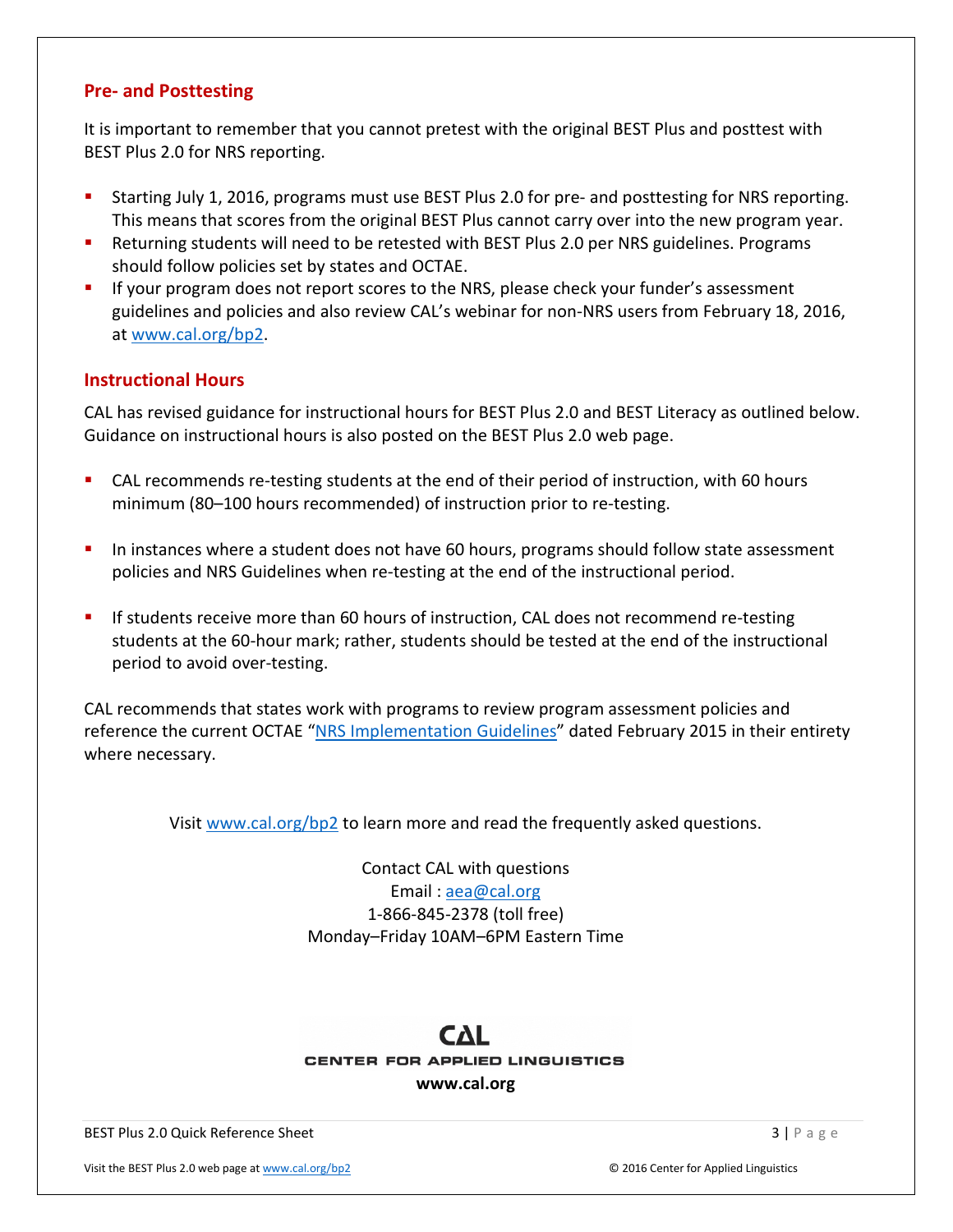## Pre- and Posttesting

It is important to remember that you cannot pretest with the original BEST Plus and posttest with BEST Plus 2.0 for NRS reporting.

- Starting July 1, 2016, programs must use BEST Plus 2.0 for pre- and posttesting for NRS reporting. This means that scores from the original BEST Plus cannot carry over into the new program year.
- Returning students will need to be retested with BEST Plus 2.0 per NRS guidelines. Programs should follow policies set by states and OCTAE.
- If your program does not report scores to the NRS, please check your funder's assessment guidelines and policies and also review CAL's webinar for non-NRS users from February 18, 2016, at www.cal.org/bp2.

## Instructional Hours

CAL has revised guidance for instructional hours for BEST Plus 2.0 and BEST Literacy as outlined below. Guidance on instructional hours is also posted on the BEST Plus 2.0 web page.

- CAL recommends re-testing students at the end of their period of instruction, with 60 hours minimum (80–100 hours recommended) of instruction prior to re-testing.
- In instances where a student does not have 60 hours, programs should follow state assessment policies and NRS Guidelines when re-testing at the end of the instructional period.
- If students receive more than 60 hours of instruction, CAL does not recommend re-testing students at the 60-hour mark; rather, students should be tested at the end of the instructional period to avoid over-testing.

CAL recommends that states work with programs to review program assessment policies and reference the current OCTAE "NRS Implementation Guidelines" dated February 2015 in their entirety where necessary.

Visit www.cal.org/bp2 to learn more and read the frequently asked questions.

Contact CAL with questions
Email : aea@cal.org
1-866-845-2378 (toll free)
Monday–Friday 10AM–6PM Eastern Time

CAL
CENTER FOR APPLIED LINGUISTICS
**www.cal.org**